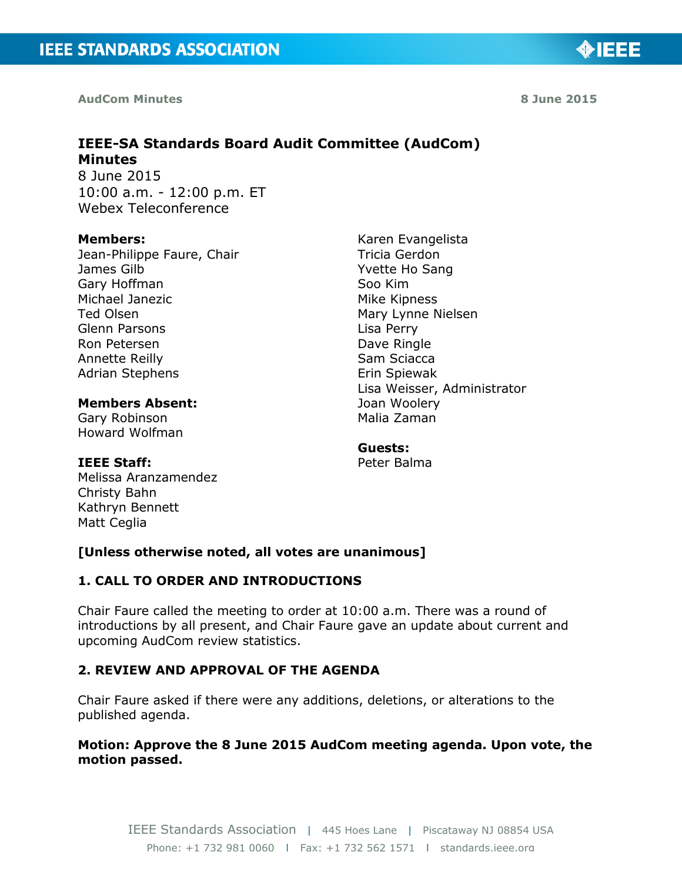AudCom Minutes 8 June 2015

# IEEE-SA Standards Board Audit Committee (AudCom) Minutes

8 June 2015
10:00 a.m. - 12:00 p.m. ET
Webex Teleconference

**Members:**
Jean-Philippe Faure, Chair
James Gilb
Gary Hoffman
Michael Janezic
Ted Olsen
Glenn Parsons
Ron Petersen
Annette Reilly
Adrian Stephens

**Members Absent:**
Gary Robinson
Howard Wolfman

**IEEE Staff:**
Melissa Aranzamendez
Christy Bahn
Kathryn Bennett
Matt Ceglia
Karen Evangelista
Tricia Gerdon
Yvette Ho Sang
Soo Kim
Mike Kipness
Mary Lynne Nielsen
Lisa Perry
Dave Ringle
Sam Sciacca
Erin Spiewak
Lisa Weisser, Administrator
Joan Woolery
Malia Zaman

**Guests:**
Peter Balma

**[Unless otherwise noted, all votes are unanimous]**

## 1. CALL TO ORDER AND INTRODUCTIONS

Chair Faure called the meeting to order at 10:00 a.m. There was a round of introductions by all present, and Chair Faure gave an update about current and upcoming AudCom review statistics.

## 2. REVIEW AND APPROVAL OF THE AGENDA

Chair Faure asked if there were any additions, deletions, or alterations to the published agenda.

**Motion: Approve the 8 June 2015 AudCom meeting agenda. Upon vote, the motion passed.**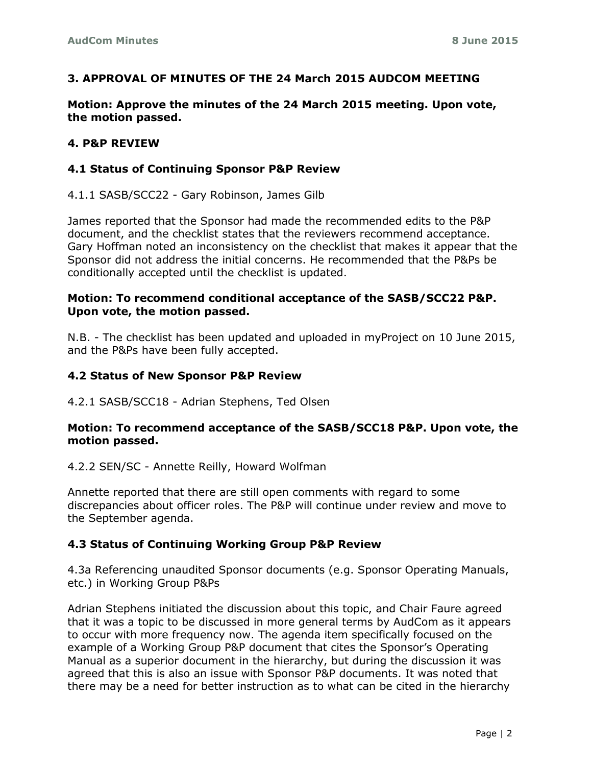## 3. APPROVAL OF MINUTES OF THE 24 March 2015 AUDCOM MEETING

**Motion: Approve the minutes of the 24 March 2015 meeting. Upon vote, the motion passed.**

## 4. P&P REVIEW

### 4.1 Status of Continuing Sponsor P&P Review

4.1.1 SASB/SCC22 - Gary Robinson, James Gilb

James reported that the Sponsor had made the recommended edits to the P&P document, and the checklist states that the reviewers recommend acceptance. Gary Hoffman noted an inconsistency on the checklist that makes it appear that the Sponsor did not address the initial concerns. He recommended that the P&Ps be conditionally accepted until the checklist is updated.

**Motion: To recommend conditional acceptance of the SASB/SCC22 P&P. Upon vote, the motion passed.**

N.B. - The checklist has been updated and uploaded in myProject on 10 June 2015, and the P&Ps have been fully accepted.

### 4.2 Status of New Sponsor P&P Review

4.2.1 SASB/SCC18 - Adrian Stephens, Ted Olsen

**Motion: To recommend acceptance of the SASB/SCC18 P&P. Upon vote, the motion passed.**

4.2.2 SEN/SC - Annette Reilly, Howard Wolfman

Annette reported that there are still open comments with regard to some discrepancies about officer roles. The P&P will continue under review and move to the September agenda.

### 4.3 Status of Continuing Working Group P&P Review

4.3a Referencing unaudited Sponsor documents (e.g. Sponsor Operating Manuals, etc.) in Working Group P&Ps

Adrian Stephens initiated the discussion about this topic, and Chair Faure agreed that it was a topic to be discussed in more general terms by AudCom as it appears to occur with more frequency now. The agenda item specifically focused on the example of a Working Group P&P document that cites the Sponsor's Operating Manual as a superior document in the hierarchy, but during the discussion it was agreed that this is also an issue with Sponsor P&P documents. It was noted that there may be a need for better instruction as to what can be cited in the hierarchy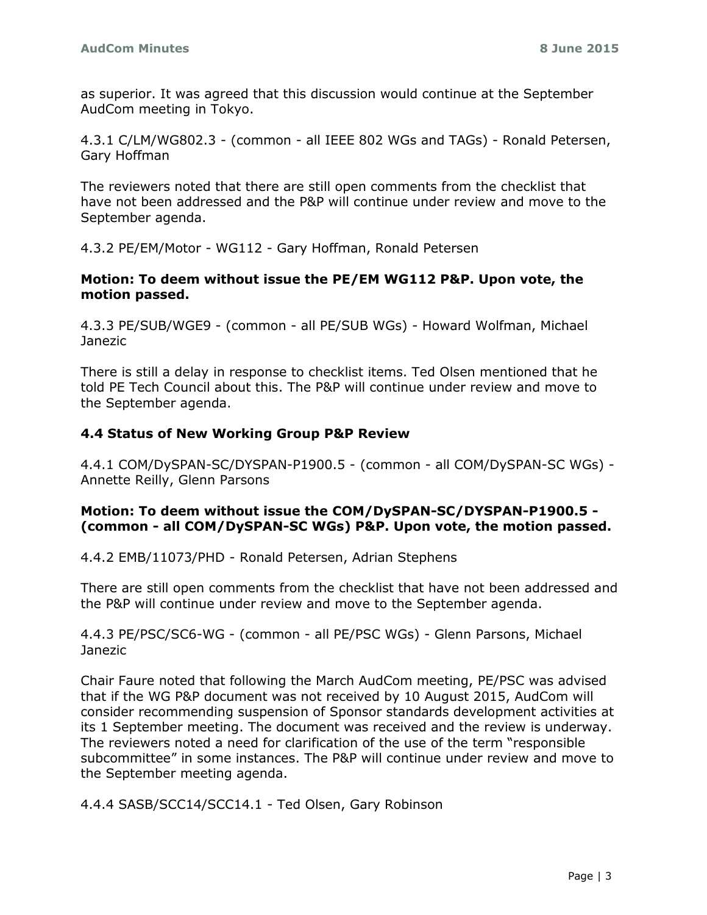as superior. It was agreed that this discussion would continue at the September AudCom meeting in Tokyo.

4.3.1 C/LM/WG802.3 - (common - all IEEE 802 WGs and TAGs) - Ronald Petersen, Gary Hoffman

The reviewers noted that there are still open comments from the checklist that have not been addressed and the P&P will continue under review and move to the September agenda.

4.3.2 PE/EM/Motor - WG112 - Gary Hoffman, Ronald Petersen

**Motion: To deem without issue the PE/EM WG112 P&P. Upon vote, the motion passed.**

4.3.3 PE/SUB/WGE9 - (common - all PE/SUB WGs) - Howard Wolfman, Michael Janezic

There is still a delay in response to checklist items. Ted Olsen mentioned that he told PE Tech Council about this. The P&P will continue under review and move to the September agenda.

### 4.4 Status of New Working Group P&P Review

4.4.1 COM/DySPAN-SC/DYSPAN-P1900.5 - (common - all COM/DySPAN-SC WGs) - Annette Reilly, Glenn Parsons

**Motion: To deem without issue the COM/DySPAN-SC/DYSPAN-P1900.5 - (common - all COM/DySPAN-SC WGs) P&P. Upon vote, the motion passed.**

4.4.2 EMB/11073/PHD - Ronald Petersen, Adrian Stephens

There are still open comments from the checklist that have not been addressed and the P&P will continue under review and move to the September agenda.

4.4.3 PE/PSC/SC6-WG - (common - all PE/PSC WGs) - Glenn Parsons, Michael Janezic

Chair Faure noted that following the March AudCom meeting, PE/PSC was advised that if the WG P&P document was not received by 10 August 2015, AudCom will consider recommending suspension of Sponsor standards development activities at its 1 September meeting. The document was received and the review is underway. The reviewers noted a need for clarification of the use of the term "responsible subcommittee" in some instances. The P&P will continue under review and move to the September meeting agenda.

4.4.4 SASB/SCC14/SCC14.1 - Ted Olsen, Gary Robinson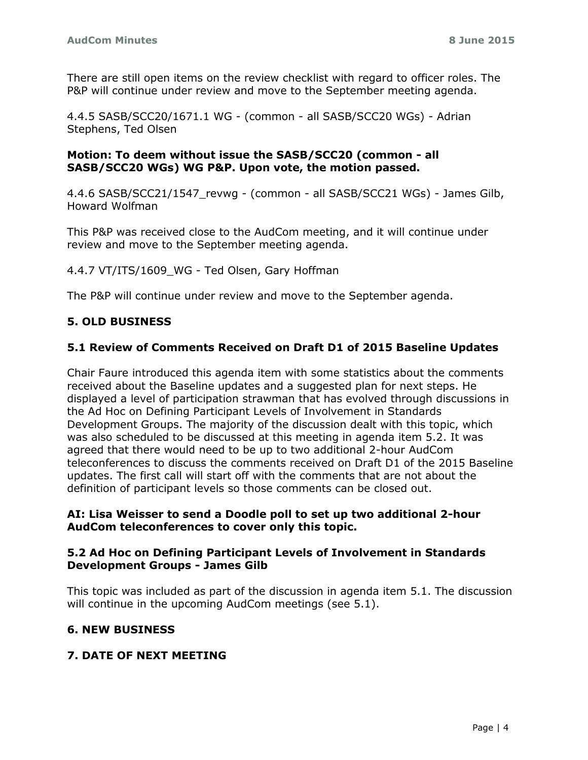There are still open items on the review checklist with regard to officer roles. The P&P will continue under review and move to the September meeting agenda.

4.4.5 SASB/SCC20/1671.1 WG - (common - all SASB/SCC20 WGs) - Adrian Stephens, Ted Olsen

**Motion: To deem without issue the SASB/SCC20 (common - all SASB/SCC20 WGs) WG P&P. Upon vote, the motion passed.**

4.4.6 SASB/SCC21/1547_revwg - (common - all SASB/SCC21 WGs) - James Gilb, Howard Wolfman

This P&P was received close to the AudCom meeting, and it will continue under review and move to the September meeting agenda.

4.4.7 VT/ITS/1609_WG - Ted Olsen, Gary Hoffman

The P&P will continue under review and move to the September agenda.

## 5. OLD BUSINESS

### 5.1 Review of Comments Received on Draft D1 of 2015 Baseline Updates

Chair Faure introduced this agenda item with some statistics about the comments received about the Baseline updates and a suggested plan for next steps. He displayed a level of participation strawman that has evolved through discussions in the Ad Hoc on Defining Participant Levels of Involvement in Standards Development Groups. The majority of the discussion dealt with this topic, which was also scheduled to be discussed at this meeting in agenda item 5.2. It was agreed that there would need to be up to two additional 2-hour AudCom teleconferences to discuss the comments received on Draft D1 of the 2015 Baseline updates. The first call will start off with the comments that are not about the definition of participant levels so those comments can be closed out.

**AI: Lisa Weisser to send a Doodle poll to set up two additional 2-hour AudCom teleconferences to cover only this topic.**

### 5.2 Ad Hoc on Defining Participant Levels of Involvement in Standards Development Groups - James Gilb

This topic was included as part of the discussion in agenda item 5.1. The discussion will continue in the upcoming AudCom meetings (see 5.1).

## 6. NEW BUSINESS

## 7. DATE OF NEXT MEETING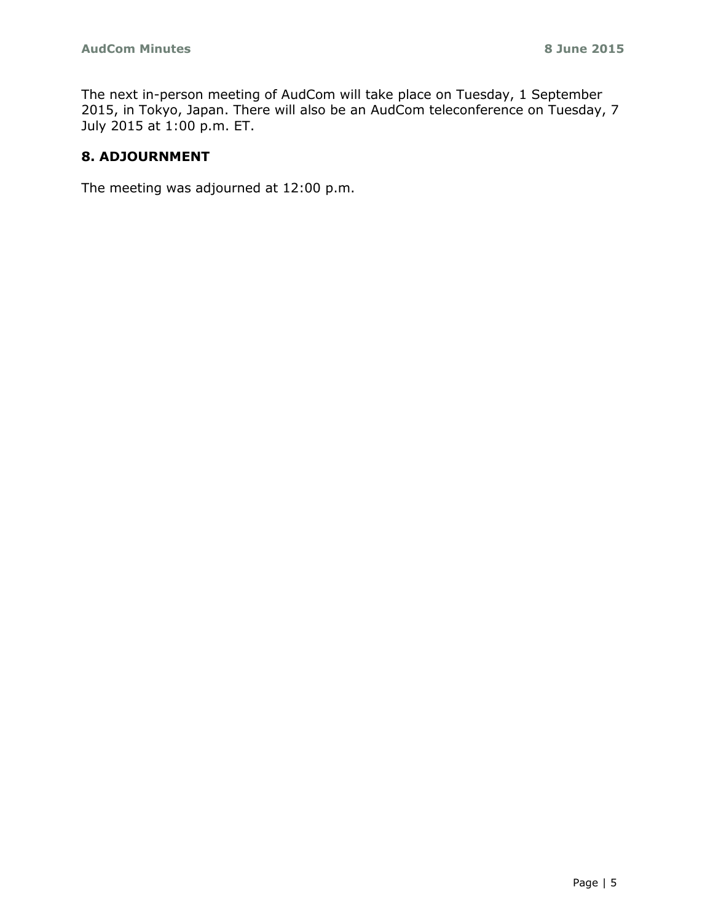The next in-person meeting of AudCom will take place on Tuesday, 1 September 2015, in Tokyo, Japan. There will also be an AudCom teleconference on Tuesday, 7 July 2015 at 1:00 p.m. ET.

## 8. ADJOURNMENT

The meeting was adjourned at 12:00 p.m.